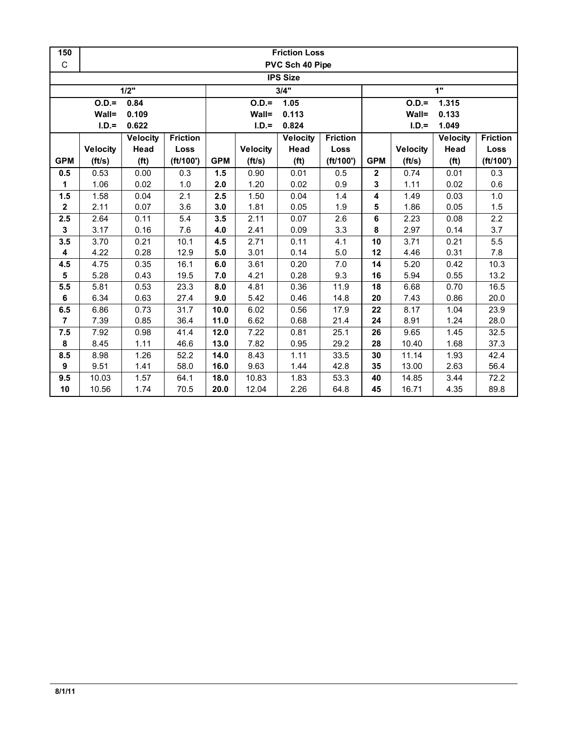| 150 | Friction Loss | | | | | | | | | | |
|---|---|---|---|---|---|---|---|---|---|---|---|
| C | PVC Sch 40 Pipe | | | | | | | | | | |
| | IPS Size | | | | | | | | | | |
| 1/2" | | | | 3/4" | | | | 1" | | | |
| | O.D.= 0.84 | | | | O.D.= 1.05 | | | | O.D.= 1.315 | | |
| | Wall= 0.109 | | | | Wall= 0.113 | | | | Wall= 0.133 | | |
| | I.D.= 0.622 | | | | I.D.= 0.824 | | | | I.D.= 1.049 | | |
| **GPM** | **Velocity (ft/s)** | **Velocity Head (ft)** | **Friction Loss (ft/100')** | **GPM** | **Velocity (ft/s)** | **Velocity Head (ft)** | **Friction Loss (ft/100')** | **GPM** | **Velocity (ft/s)** | **Velocity Head (ft)** | **Friction Loss (ft/100')** |
| **0.5** | 0.53 | 0.00 | 0.3 | **1.5** | 0.90 | 0.01 | 0.5 | **2** | 0.74 | 0.01 | 0.3 |
| **1** | 1.06 | 0.02 | 1.0 | **2.0** | 1.20 | 0.02 | 0.9 | **3** | 1.11 | 0.02 | 0.6 |
| **1.5** | 1.58 | 0.04 | 2.1 | **2.5** | 1.50 | 0.04 | 1.4 | **4** | 1.49 | 0.03 | 1.0 |
| **2** | 2.11 | 0.07 | 3.6 | **3.0** | 1.81 | 0.05 | 1.9 | **5** | 1.86 | 0.05 | 1.5 |
| **2.5** | 2.64 | 0.11 | 5.4 | **3.5** | 2.11 | 0.07 | 2.6 | **6** | 2.23 | 0.08 | 2.2 |
| **3** | 3.17 | 0.16 | 7.6 | **4.0** | 2.41 | 0.09 | 3.3 | **8** | 2.97 | 0.14 | 3.7 |
| **3.5** | 3.70 | 0.21 | 10.1 | **4.5** | 2.71 | 0.11 | 4.1 | **10** | 3.71 | 0.21 | 5.5 |
| **4** | 4.22 | 0.28 | 12.9 | **5.0** | 3.01 | 0.14 | 5.0 | **12** | 4.46 | 0.31 | 7.8 |
| **4.5** | 4.75 | 0.35 | 16.1 | **6.0** | 3.61 | 0.20 | 7.0 | **14** | 5.20 | 0.42 | 10.3 |
| **5** | 5.28 | 0.43 | 19.5 | **7.0** | 4.21 | 0.28 | 9.3 | **16** | 5.94 | 0.55 | 13.2 |
| **5.5** | 5.81 | 0.53 | 23.3 | **8.0** | 4.81 | 0.36 | 11.9 | **18** | 6.68 | 0.70 | 16.5 |
| **6** | 6.34 | 0.63 | 27.4 | **9.0** | 5.42 | 0.46 | 14.8 | **20** | 7.43 | 0.86 | 20.0 |
| **6.5** | 6.86 | 0.73 | 31.7 | **10.0** | 6.02 | 0.56 | 17.9 | **22** | 8.17 | 1.04 | 23.9 |
| **7** | 7.39 | 0.85 | 36.4 | **11.0** | 6.62 | 0.68 | 21.4 | **24** | 8.91 | 1.24 | 28.0 |
| **7.5** | 7.92 | 0.98 | 41.4 | **12.0** | 7.22 | 0.81 | 25.1 | **26** | 9.65 | 1.45 | 32.5 |
| **8** | 8.45 | 1.11 | 46.6 | **13.0** | 7.82 | 0.95 | 29.2 | **28** | 10.40 | 1.68 | 37.3 |
| **8.5** | 8.98 | 1.26 | 52.2 | **14.0** | 8.43 | 1.11 | 33.5 | **30** | 11.14 | 1.93 | 42.4 |
| **9** | 9.51 | 1.41 | 58.0 | **16.0** | 9.63 | 1.44 | 42.8 | **35** | 13.00 | 2.63 | 56.4 |
| **9.5** | 10.03 | 1.57 | 64.1 | **18.0** | 10.83 | 1.83 | 53.3 | **40** | 14.85 | 3.44 | 72.2 |
| **10** | 10.56 | 1.74 | 70.5 | **20.0** | 12.04 | 2.26 | 64.8 | **45** | 16.71 | 4.35 | 89.8 |

8/1/11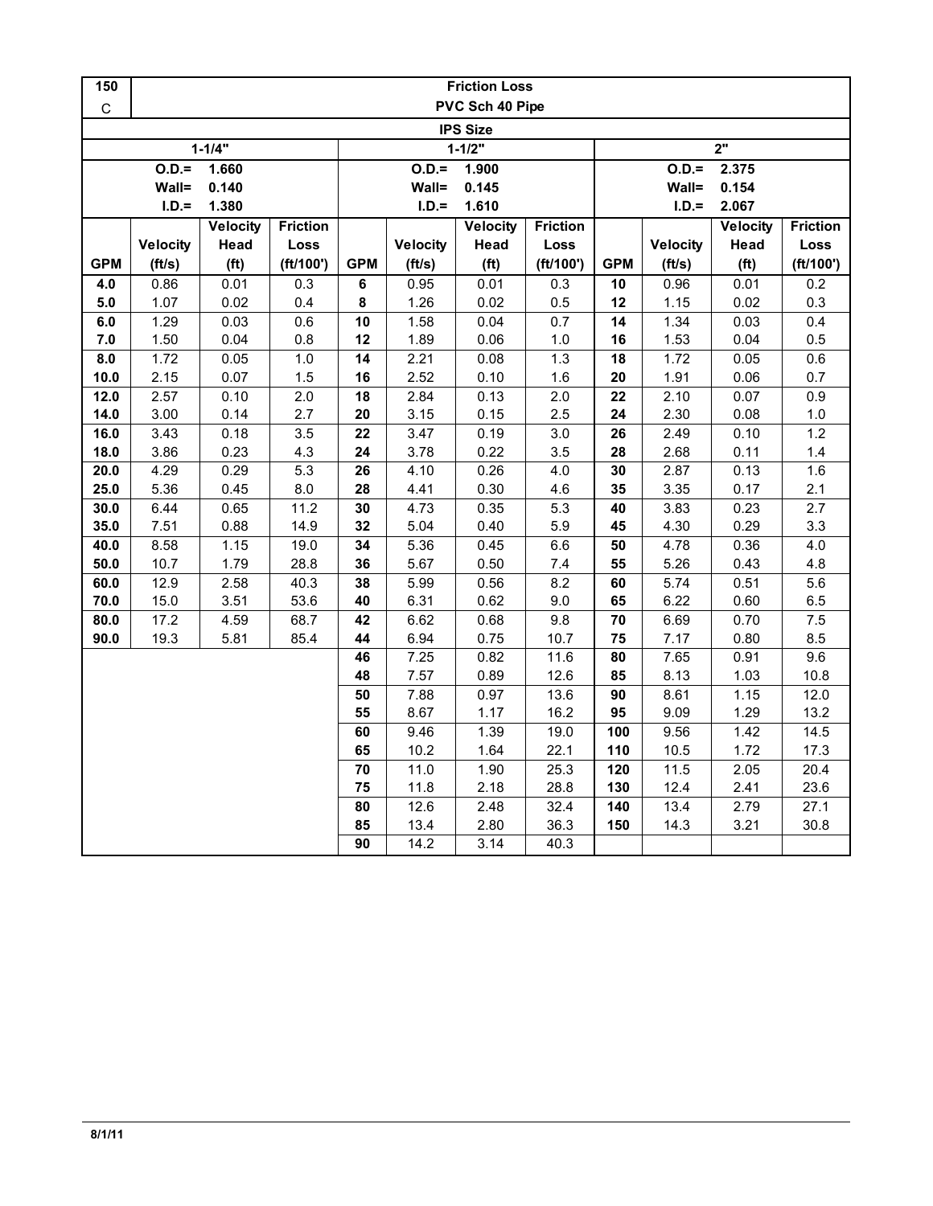| 150 | Friction Loss | | | | | | | | | | |
|---|---|---|---|---|---|---|---|---|---|---|---|
| C | PVC Sch 40 Pipe | | | | | | | | | | |
| IPS Size | | | | | | | | | | | |
| 1-1/4" | | | | 1-1/2" | | | | 2" | | | |
| O.D.= 1.660 | | | | O.D.= 1.900 | | | | O.D.= 2.375 | | | |
| Wall= 0.140 | | | | Wall= 0.145 | | | | Wall= 0.154 | | | |
| I.D.= 1.380 | | | | I.D.= 1.610 | | | | I.D.= 2.067 | | | |
| GPM | Velocity (ft/s) | Velocity Head (ft) | Friction Loss (ft/100') | GPM | Velocity (ft/s) | Velocity Head (ft) | Friction Loss (ft/100') | GPM | Velocity (ft/s) | Velocity Head (ft) | Friction Loss (ft/100') |
| 4.0 | 0.86 | 0.01 | 0.3 | 6 | 0.95 | 0.01 | 0.3 | 10 | 0.96 | 0.01 | 0.2 |
| 5.0 | 1.07 | 0.02 | 0.4 | 8 | 1.26 | 0.02 | 0.5 | 12 | 1.15 | 0.02 | 0.3 |
| 6.0 | 1.29 | 0.03 | 0.6 | 10 | 1.58 | 0.04 | 0.7 | 14 | 1.34 | 0.03 | 0.4 |
| 7.0 | 1.50 | 0.04 | 0.8 | 12 | 1.89 | 0.06 | 1.0 | 16 | 1.53 | 0.04 | 0.5 |
| 8.0 | 1.72 | 0.05 | 1.0 | 14 | 2.21 | 0.08 | 1.3 | 18 | 1.72 | 0.05 | 0.6 |
| 10.0 | 2.15 | 0.07 | 1.5 | 16 | 2.52 | 0.10 | 1.6 | 20 | 1.91 | 0.06 | 0.7 |
| 12.0 | 2.57 | 0.10 | 2.0 | 18 | 2.84 | 0.13 | 2.0 | 22 | 2.10 | 0.07 | 0.9 |
| 14.0 | 3.00 | 0.14 | 2.7 | 20 | 3.15 | 0.15 | 2.5 | 24 | 2.30 | 0.08 | 1.0 |
| 16.0 | 3.43 | 0.18 | 3.5 | 22 | 3.47 | 0.19 | 3.0 | 26 | 2.49 | 0.10 | 1.2 |
| 18.0 | 3.86 | 0.23 | 4.3 | 24 | 3.78 | 0.22 | 3.5 | 28 | 2.68 | 0.11 | 1.4 |
| 20.0 | 4.29 | 0.29 | 5.3 | 26 | 4.10 | 0.26 | 4.0 | 30 | 2.87 | 0.13 | 1.6 |
| 25.0 | 5.36 | 0.45 | 8.0 | 28 | 4.41 | 0.30 | 4.6 | 35 | 3.35 | 0.17 | 2.1 |
| 30.0 | 6.44 | 0.65 | 11.2 | 30 | 4.73 | 0.35 | 5.3 | 40 | 3.83 | 0.23 | 2.7 |
| 35.0 | 7.51 | 0.88 | 14.9 | 32 | 5.04 | 0.40 | 5.9 | 45 | 4.30 | 0.29 | 3.3 |
| 40.0 | 8.58 | 1.15 | 19.0 | 34 | 5.36 | 0.45 | 6.6 | 50 | 4.78 | 0.36 | 4.0 |
| 50.0 | 10.7 | 1.79 | 28.8 | 36 | 5.67 | 0.50 | 7.4 | 55 | 5.26 | 0.43 | 4.8 |
| 60.0 | 12.9 | 2.58 | 40.3 | 38 | 5.99 | 0.56 | 8.2 | 60 | 5.74 | 0.51 | 5.6 |
| 70.0 | 15.0 | 3.51 | 53.6 | 40 | 6.31 | 0.62 | 9.0 | 65 | 6.22 | 0.60 | 6.5 |
| 80.0 | 17.2 | 4.59 | 68.7 | 42 | 6.62 | 0.68 | 9.8 | 70 | 6.69 | 0.70 | 7.5 |
| 90.0 | 19.3 | 5.81 | 85.4 | 44 | 6.94 | 0.75 | 10.7 | 75 | 7.17 | 0.80 | 8.5 |
| | | | | 46 | 7.25 | 0.82 | 11.6 | 80 | 7.65 | 0.91 | 9.6 |
| | | | | 48 | 7.57 | 0.89 | 12.6 | 85 | 8.13 | 1.03 | 10.8 |
| | | | | 50 | 7.88 | 0.97 | 13.6 | 90 | 8.61 | 1.15 | 12.0 |
| | | | | 55 | 8.67 | 1.17 | 16.2 | 95 | 9.09 | 1.29 | 13.2 |
| | | | | 60 | 9.46 | 1.39 | 19.0 | 100 | 9.56 | 1.42 | 14.5 |
| | | | | 65 | 10.2 | 1.64 | 22.1 | 110 | 10.5 | 1.72 | 17.3 |
| | | | | 70 | 11.0 | 1.90 | 25.3 | 120 | 11.5 | 2.05 | 20.4 |
| | | | | 75 | 11.8 | 2.18 | 28.8 | 130 | 12.4 | 2.41 | 23.6 |
| | | | | 80 | 12.6 | 2.48 | 32.4 | 140 | 13.4 | 2.79 | 27.1 |
| | | | | 85 | 13.4 | 2.80 | 36.3 | 150 | 14.3 | 3.21 | 30.8 |
| | | | | 90 | 14.2 | 3.14 | 40.3 | | | | |

8/1/11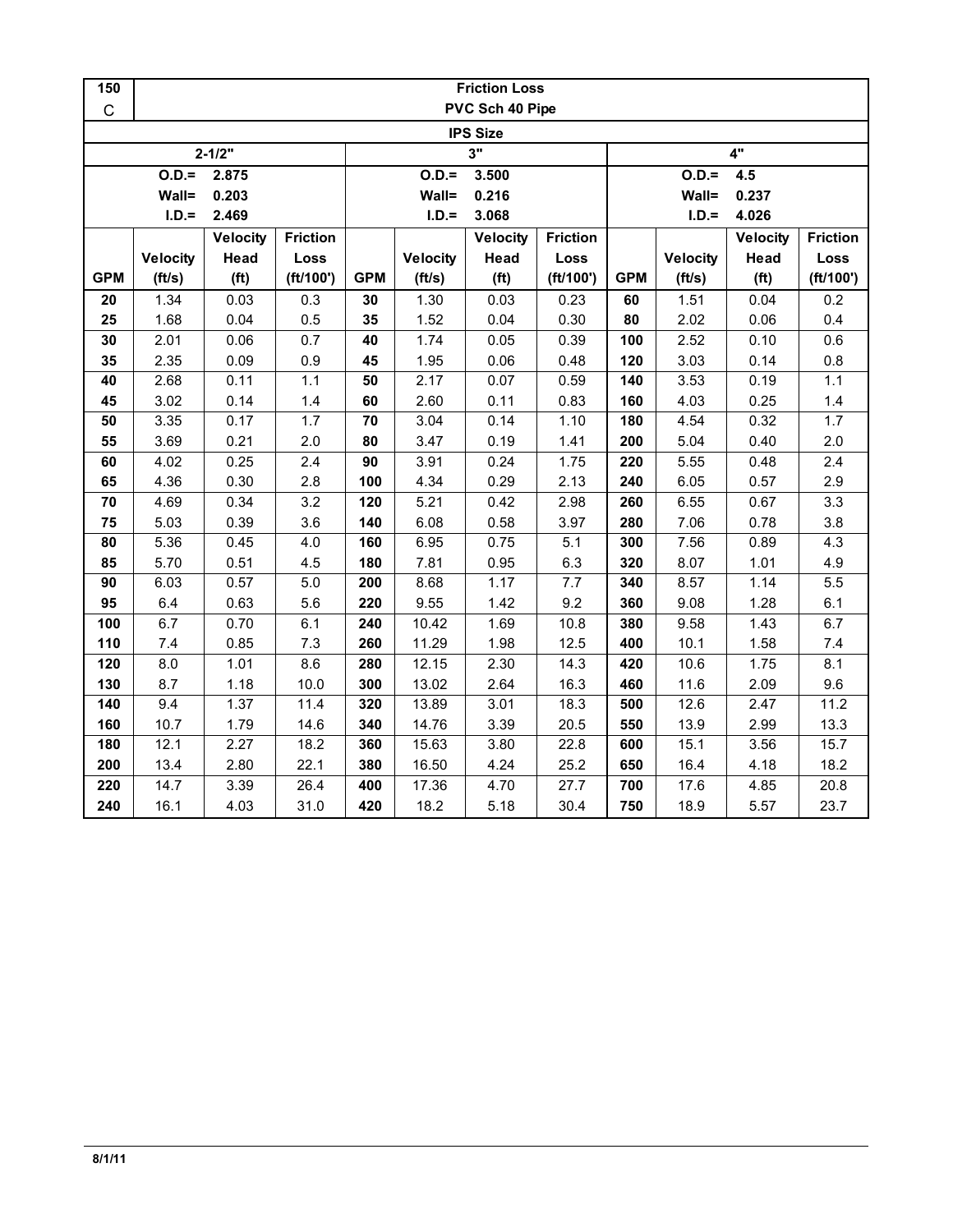| 150 C | Friction Loss PVC Sch 40 Pipe | | | | | | | | | | |
|---|---|---|---|---|---|---|---|---|---|---|---|
| | | | | | IPS Size | | | | | | |
| 2-1/2" | | | | 3" | | | | 4" | | | |
| O.D.= 2.875 | | | | O.D.= 3.500 | | | | O.D.= 4.5 | | | |
| Wall= 0.203 | | | | Wall= 0.216 | | | | Wall= 0.237 | | | |
| I.D.= 2.469 | | | | I.D.= 3.068 | | | | I.D.= 4.026 | | | |
| GPM | Velocity (ft/s) | Velocity Head (ft) | Friction Loss (ft/100') | GPM | Velocity (ft/s) | Velocity Head (ft) | Friction Loss (ft/100') | GPM | Velocity (ft/s) | Velocity Head (ft) | Friction Loss (ft/100') |
| 20 | 1.34 | 0.03 | 0.3 | 30 | 1.30 | 0.03 | 0.23 | 60 | 1.51 | 0.04 | 0.2 |
| 25 | 1.68 | 0.04 | 0.5 | 35 | 1.52 | 0.04 | 0.30 | 80 | 2.02 | 0.06 | 0.4 |
| 30 | 2.01 | 0.06 | 0.7 | 40 | 1.74 | 0.05 | 0.39 | 100 | 2.52 | 0.10 | 0.6 |
| 35 | 2.35 | 0.09 | 0.9 | 45 | 1.95 | 0.06 | 0.48 | 120 | 3.03 | 0.14 | 0.8 |
| 40 | 2.68 | 0.11 | 1.1 | 50 | 2.17 | 0.07 | 0.59 | 140 | 3.53 | 0.19 | 1.1 |
| 45 | 3.02 | 0.14 | 1.4 | 60 | 2.60 | 0.11 | 0.83 | 160 | 4.03 | 0.25 | 1.4 |
| 50 | 3.35 | 0.17 | 1.7 | 70 | 3.04 | 0.14 | 1.10 | 180 | 4.54 | 0.32 | 1.7 |
| 55 | 3.69 | 0.21 | 2.0 | 80 | 3.47 | 0.19 | 1.41 | 200 | 5.04 | 0.40 | 2.0 |
| 60 | 4.02 | 0.25 | 2.4 | 90 | 3.91 | 0.24 | 1.75 | 220 | 5.55 | 0.48 | 2.4 |
| 65 | 4.36 | 0.30 | 2.8 | 100 | 4.34 | 0.29 | 2.13 | 240 | 6.05 | 0.57 | 2.9 |
| 70 | 4.69 | 0.34 | 3.2 | 120 | 5.21 | 0.42 | 2.98 | 260 | 6.55 | 0.67 | 3.3 |
| 75 | 5.03 | 0.39 | 3.6 | 140 | 6.08 | 0.58 | 3.97 | 280 | 7.06 | 0.78 | 3.8 |
| 80 | 5.36 | 0.45 | 4.0 | 160 | 6.95 | 0.75 | 5.1 | 300 | 7.56 | 0.89 | 4.3 |
| 85 | 5.70 | 0.51 | 4.5 | 180 | 7.81 | 0.95 | 6.3 | 320 | 8.07 | 1.01 | 4.9 |
| 90 | 6.03 | 0.57 | 5.0 | 200 | 8.68 | 1.17 | 7.7 | 340 | 8.57 | 1.14 | 5.5 |
| 95 | 6.4 | 0.63 | 5.6 | 220 | 9.55 | 1.42 | 9.2 | 360 | 9.08 | 1.28 | 6.1 |
| 100 | 6.7 | 0.70 | 6.1 | 240 | 10.42 | 1.69 | 10.8 | 380 | 9.58 | 1.43 | 6.7 |
| 110 | 7.4 | 0.85 | 7.3 | 260 | 11.29 | 1.98 | 12.5 | 400 | 10.1 | 1.58 | 7.4 |
| 120 | 8.0 | 1.01 | 8.6 | 280 | 12.15 | 2.30 | 14.3 | 420 | 10.6 | 1.75 | 8.1 |
| 130 | 8.7 | 1.18 | 10.0 | 300 | 13.02 | 2.64 | 16.3 | 460 | 11.6 | 2.09 | 9.6 |
| 140 | 9.4 | 1.37 | 11.4 | 320 | 13.89 | 3.01 | 18.3 | 500 | 12.6 | 2.47 | 11.2 |
| 160 | 10.7 | 1.79 | 14.6 | 340 | 14.76 | 3.39 | 20.5 | 550 | 13.9 | 2.99 | 13.3 |
| 180 | 12.1 | 2.27 | 18.2 | 360 | 15.63 | 3.80 | 22.8 | 600 | 15.1 | 3.56 | 15.7 |
| 200 | 13.4 | 2.80 | 22.1 | 380 | 16.50 | 4.24 | 25.2 | 650 | 16.4 | 4.18 | 18.2 |
| 220 | 14.7 | 3.39 | 26.4 | 400 | 17.36 | 4.70 | 27.7 | 700 | 17.6 | 4.85 | 20.8 |
| 240 | 16.1 | 4.03 | 31.0 | 420 | 18.2 | 5.18 | 30.4 | 750 | 18.9 | 5.57 | 23.7 |

8/1/11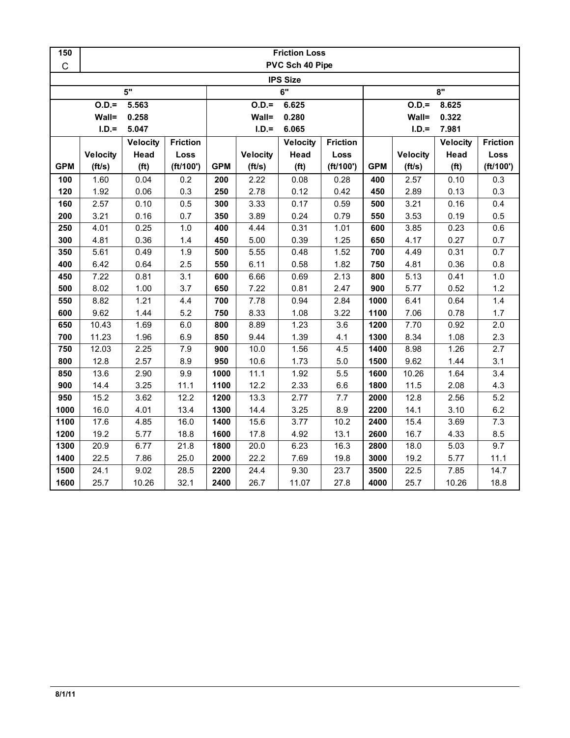| 150 C | Friction Loss PVC Sch 40 Pipe | | | | | | | | | | |
|---|---|---|---|---|---|---|---|---|---|---|---|
| IPS Size | | | | | | | | | | | |
| 5" | | | | 6" | | | | 8" | | | |
| O.D.= 5.563 Wall= 0.258 I.D.= 5.047 | | | | O.D.= 6.625 Wall= 0.280 I.D.= 6.065 | | | | O.D.= 8.625 Wall= 0.322 I.D.= 7.981 | | | |
| GPM | Velocity (ft/s) | Velocity Head (ft) | Friction Loss (ft/100') | GPM | Velocity (ft/s) | Velocity Head (ft) | Friction Loss (ft/100') | GPM | Velocity (ft/s) | Velocity Head (ft) | Friction Loss (ft/100') |
| 100 | 1.60 | 0.04 | 0.2 | 200 | 2.22 | 0.08 | 0.28 | 400 | 2.57 | 0.10 | 0.3 |
| 120 | 1.92 | 0.06 | 0.3 | 250 | 2.78 | 0.12 | 0.42 | 450 | 2.89 | 0.13 | 0.3 |
| 160 | 2.57 | 0.10 | 0.5 | 300 | 3.33 | 0.17 | 0.59 | 500 | 3.21 | 0.16 | 0.4 |
| 200 | 3.21 | 0.16 | 0.7 | 350 | 3.89 | 0.24 | 0.79 | 550 | 3.53 | 0.19 | 0.5 |
| 250 | 4.01 | 0.25 | 1.0 | 400 | 4.44 | 0.31 | 1.01 | 600 | 3.85 | 0.23 | 0.6 |
| 300 | 4.81 | 0.36 | 1.4 | 450 | 5.00 | 0.39 | 1.25 | 650 | 4.17 | 0.27 | 0.7 |
| 350 | 5.61 | 0.49 | 1.9 | 500 | 5.55 | 0.48 | 1.52 | 700 | 4.49 | 0.31 | 0.7 |
| 400 | 6.42 | 0.64 | 2.5 | 550 | 6.11 | 0.58 | 1.82 | 750 | 4.81 | 0.36 | 0.8 |
| 450 | 7.22 | 0.81 | 3.1 | 600 | 6.66 | 0.69 | 2.13 | 800 | 5.13 | 0.41 | 1.0 |
| 500 | 8.02 | 1.00 | 3.7 | 650 | 7.22 | 0.81 | 2.47 | 900 | 5.77 | 0.52 | 1.2 |
| 550 | 8.82 | 1.21 | 4.4 | 700 | 7.78 | 0.94 | 2.84 | 1000 | 6.41 | 0.64 | 1.4 |
| 600 | 9.62 | 1.44 | 5.2 | 750 | 8.33 | 1.08 | 3.22 | 1100 | 7.06 | 0.78 | 1.7 |
| 650 | 10.43 | 1.69 | 6.0 | 800 | 8.89 | 1.23 | 3.6 | 1200 | 7.70 | 0.92 | 2.0 |
| 700 | 11.23 | 1.96 | 6.9 | 850 | 9.44 | 1.39 | 4.1 | 1300 | 8.34 | 1.08 | 2.3 |
| 750 | 12.03 | 2.25 | 7.9 | 900 | 10.0 | 1.56 | 4.5 | 1400 | 8.98 | 1.26 | 2.7 |
| 800 | 12.8 | 2.57 | 8.9 | 950 | 10.6 | 1.73 | 5.0 | 1500 | 9.62 | 1.44 | 3.1 |
| 850 | 13.6 | 2.90 | 9.9 | 1000 | 11.1 | 1.92 | 5.5 | 1600 | 10.26 | 1.64 | 3.4 |
| 900 | 14.4 | 3.25 | 11.1 | 1100 | 12.2 | 2.33 | 6.6 | 1800 | 11.5 | 2.08 | 4.3 |
| 950 | 15.2 | 3.62 | 12.2 | 1200 | 13.3 | 2.77 | 7.7 | 2000 | 12.8 | 2.56 | 5.2 |
| 1000 | 16.0 | 4.01 | 13.4 | 1300 | 14.4 | 3.25 | 8.9 | 2200 | 14.1 | 3.10 | 6.2 |
| 1100 | 17.6 | 4.85 | 16.0 | 1400 | 15.6 | 3.77 | 10.2 | 2400 | 15.4 | 3.69 | 7.3 |
| 1200 | 19.2 | 5.77 | 18.8 | 1600 | 17.8 | 4.92 | 13.1 | 2600 | 16.7 | 4.33 | 8.5 |
| 1300 | 20.9 | 6.77 | 21.8 | 1800 | 20.0 | 6.23 | 16.3 | 2800 | 18.0 | 5.03 | 9.7 |
| 1400 | 22.5 | 7.86 | 25.0 | 2000 | 22.2 | 7.69 | 19.8 | 3000 | 19.2 | 5.77 | 11.1 |
| 1500 | 24.1 | 9.02 | 28.5 | 2200 | 24.4 | 9.30 | 23.7 | 3500 | 22.5 | 7.85 | 14.7 |
| 1600 | 25.7 | 10.26 | 32.1 | 2400 | 26.7 | 11.07 | 27.8 | 4000 | 25.7 | 10.26 | 18.8 |

8/1/11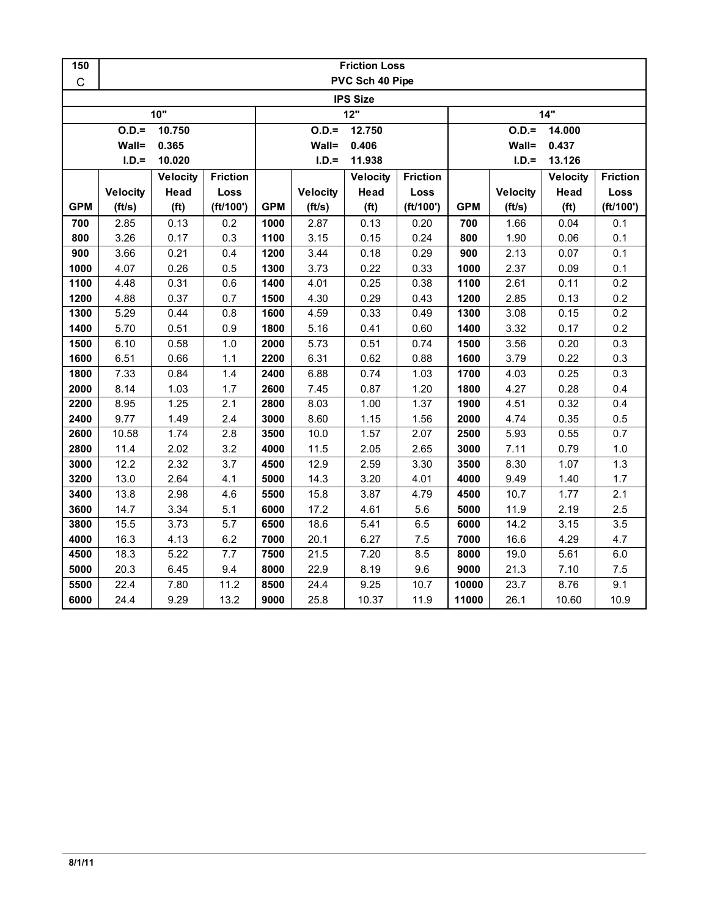| 150 C | Friction Loss PVC Sch 40 Pipe | | | | | | | | | | |
|---|---|---|---|---|---|---|---|---|---|---|---|
| IPS Size | | | | | | | | | | | |
| 10" | | | | 12" | | | | 14" | | | |
| | O.D.= 10.750 | | | | O.D.= 12.750 | | | | O.D.= 14.000 | | |
| | Wall= 0.365 | | | | Wall= 0.406 | | | | Wall= 0.437 | | |
| | I.D.= 10.020 | | | | I.D.= 11.938 | | | | I.D.= 13.126 | | |
| GPM | Velocity (ft/s) | Velocity Head (ft) | Friction Loss (ft/100') | GPM | Velocity (ft/s) | Velocity Head (ft) | Friction Loss (ft/100') | GPM | Velocity (ft/s) | Velocity Head (ft) | Friction Loss (ft/100') |
| 700 | 2.85 | 0.13 | 0.2 | 1000 | 2.87 | 0.13 | 0.20 | 700 | 1.66 | 0.04 | 0.1 |
| 800 | 3.26 | 0.17 | 0.3 | 1100 | 3.15 | 0.15 | 0.24 | 800 | 1.90 | 0.06 | 0.1 |
| 900 | 3.66 | 0.21 | 0.4 | 1200 | 3.44 | 0.18 | 0.29 | 900 | 2.13 | 0.07 | 0.1 |
| 1000 | 4.07 | 0.26 | 0.5 | 1300 | 3.73 | 0.22 | 0.33 | 1000 | 2.37 | 0.09 | 0.1 |
| 1100 | 4.48 | 0.31 | 0.6 | 1400 | 4.01 | 0.25 | 0.38 | 1100 | 2.61 | 0.11 | 0.2 |
| 1200 | 4.88 | 0.37 | 0.7 | 1500 | 4.30 | 0.29 | 0.43 | 1200 | 2.85 | 0.13 | 0.2 |
| 1300 | 5.29 | 0.44 | 0.8 | 1600 | 4.59 | 0.33 | 0.49 | 1300 | 3.08 | 0.15 | 0.2 |
| 1400 | 5.70 | 0.51 | 0.9 | 1800 | 5.16 | 0.41 | 0.60 | 1400 | 3.32 | 0.17 | 0.2 |
| 1500 | 6.10 | 0.58 | 1.0 | 2000 | 5.73 | 0.51 | 0.74 | 1500 | 3.56 | 0.20 | 0.3 |
| 1600 | 6.51 | 0.66 | 1.1 | 2200 | 6.31 | 0.62 | 0.88 | 1600 | 3.79 | 0.22 | 0.3 |
| 1800 | 7.33 | 0.84 | 1.4 | 2400 | 6.88 | 0.74 | 1.03 | 1700 | 4.03 | 0.25 | 0.3 |
| 2000 | 8.14 | 1.03 | 1.7 | 2600 | 7.45 | 0.87 | 1.20 | 1800 | 4.27 | 0.28 | 0.4 |
| 2200 | 8.95 | 1.25 | 2.1 | 2800 | 8.03 | 1.00 | 1.37 | 1900 | 4.51 | 0.32 | 0.4 |
| 2400 | 9.77 | 1.49 | 2.4 | 3000 | 8.60 | 1.15 | 1.56 | 2000 | 4.74 | 0.35 | 0.5 |
| 2600 | 10.58 | 1.74 | 2.8 | 3500 | 10.0 | 1.57 | 2.07 | 2500 | 5.93 | 0.55 | 0.7 |
| 2800 | 11.4 | 2.02 | 3.2 | 4000 | 11.5 | 2.05 | 2.65 | 3000 | 7.11 | 0.79 | 1.0 |
| 3000 | 12.2 | 2.32 | 3.7 | 4500 | 12.9 | 2.59 | 3.30 | 3500 | 8.30 | 1.07 | 1.3 |
| 3200 | 13.0 | 2.64 | 4.1 | 5000 | 14.3 | 3.20 | 4.01 | 4000 | 9.49 | 1.40 | 1.7 |
| 3400 | 13.8 | 2.98 | 4.6 | 5500 | 15.8 | 3.87 | 4.79 | 4500 | 10.7 | 1.77 | 2.1 |
| 3600 | 14.7 | 3.34 | 5.1 | 6000 | 17.2 | 4.61 | 5.6 | 5000 | 11.9 | 2.19 | 2.5 |
| 3800 | 15.5 | 3.73 | 5.7 | 6500 | 18.6 | 5.41 | 6.5 | 6000 | 14.2 | 3.15 | 3.5 |
| 4000 | 16.3 | 4.13 | 6.2 | 7000 | 20.1 | 6.27 | 7.5 | 7000 | 16.6 | 4.29 | 4.7 |
| 4500 | 18.3 | 5.22 | 7.7 | 7500 | 21.5 | 7.20 | 8.5 | 8000 | 19.0 | 5.61 | 6.0 |
| 5000 | 20.3 | 6.45 | 9.4 | 8000 | 22.9 | 8.19 | 9.6 | 9000 | 21.3 | 7.10 | 7.5 |
| 5500 | 22.4 | 7.80 | 11.2 | 8500 | 24.4 | 9.25 | 10.7 | 10000 | 23.7 | 8.76 | 9.1 |
| 6000 | 24.4 | 9.29 | 13.2 | 9000 | 25.8 | 10.37 | 11.9 | 11000 | 26.1 | 10.60 | 10.9 |

8/1/11